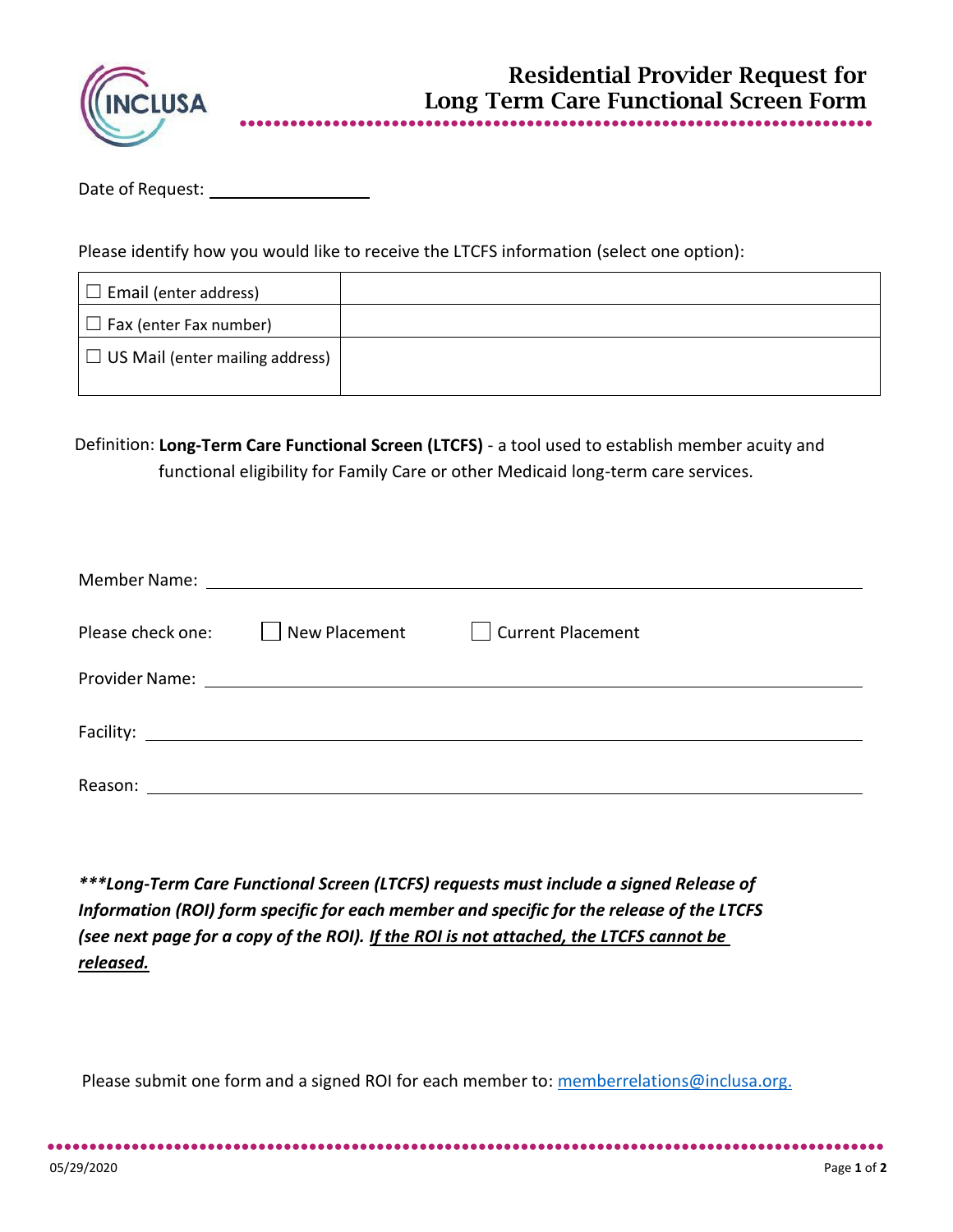# Residential Provider Request for Long Term Care Functional Screen Form

Date of Request: ___________________

Please identify how you would like to receive the LTCFS information (select one option):

| | |
|---|---|
| ☐ Email (enter address) | |
| ☐ Fax (enter Fax number) | |
| ☐ US Mail (enter mailing address) | |

Definition: **Long-Term Care Functional Screen (LTCFS)** - a tool used to establish member acuity and functional eligibility for Family Care or other Medicaid long-term care services.

Member Name: ___________________________________________

Please check one: ☐ New Placement ☐ Current Placement

Provider Name: ___________________________________________

Facility: ___________________________________________

Reason: ___________________________________________

***\*\*\*Long-Term Care Functional Screen (LTCFS) requests must include a signed Release of Information (ROI) form specific for each member and specific for the release of the LTCFS (see next page for a copy of the ROI). <u>If the ROI is not attached, the LTCFS cannot be released.</u>***

Please submit one form and a signed ROI for each member to: memberrelations@inclusa.org.

05/29/2020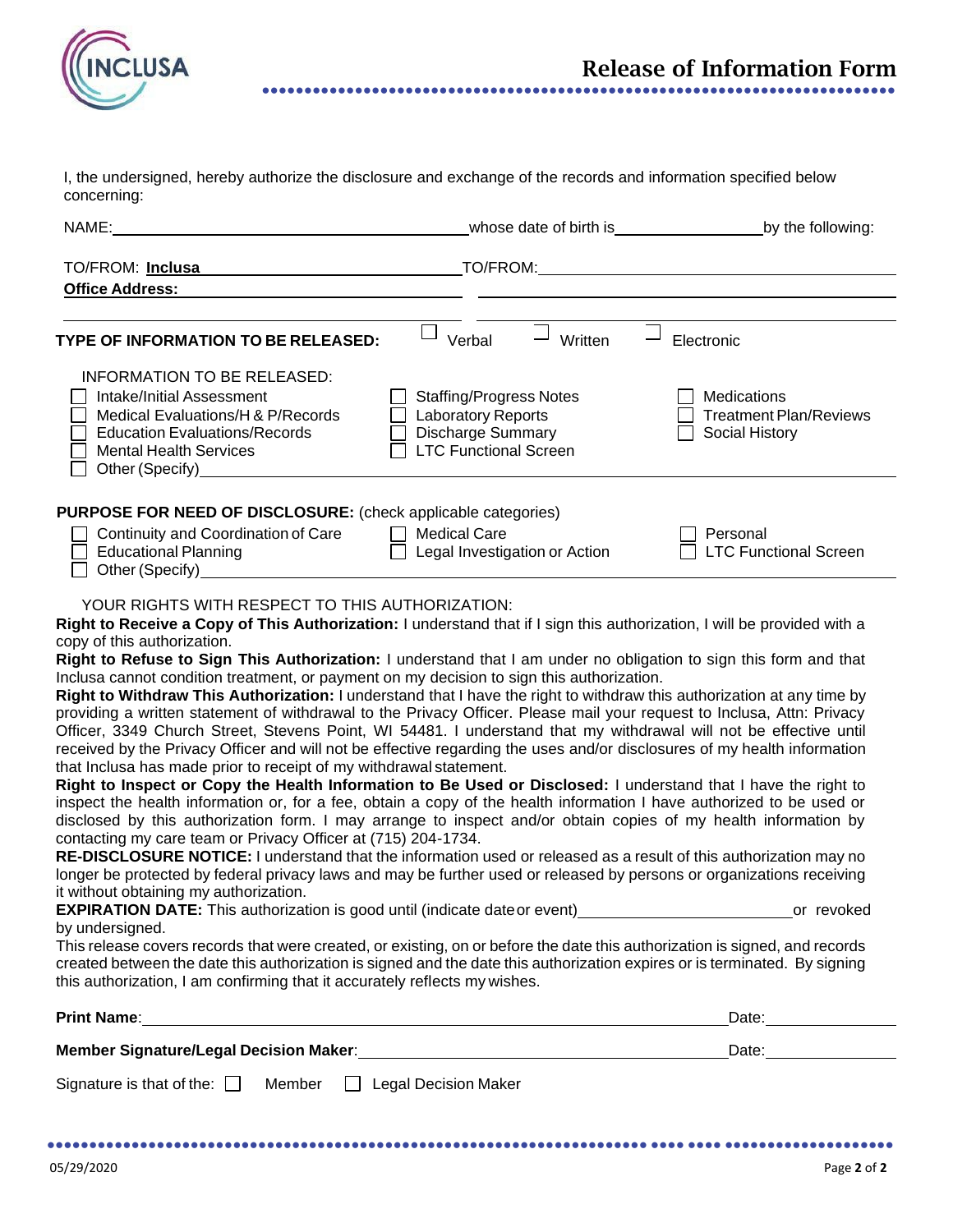# Release of Information Form

I, the undersigned, hereby authorize the disclosure and exchange of the records and information specified below concerning:

NAME:______________________________ whose date of birth is________________ by the following:

TO/FROM: **Inclusa**______________________________ TO/FROM:______________________________

**Office Address:**______________________________ ______________________________

______________________________ ______________________________

**TYPE OF INFORMATION TO BE RELEASED:** ☐ Verbal ☐ Written ☐ Electronic

INFORMATION TO BE RELEASED:

| | | |
|---|---|---|
| ☐ Intake/Initial Assessment | ☐ Staffing/Progress Notes | ☐ Medications |
| ☐ Medical Evaluations/H & P/Records | ☐ Laboratory Reports | ☐ Treatment Plan/Reviews |
| ☐ Education Evaluations/Records | ☐ Discharge Summary | ☐ Social History |
| ☐ Mental Health Services | ☐ LTC Functional Screen | |
| ☐ Other (Specify)______________________________ | | |

**PURPOSE FOR NEED OF DISCLOSURE:** (check applicable categories)

| | | |
|---|---|---|
| ☐ Continuity and Coordination of Care | ☐ Medical Care | ☐ Personal |
| ☐ Educational Planning | ☐ Legal Investigation or Action | ☐ LTC Functional Screen |
| ☐ Other (Specify)______________________________ | | |

YOUR RIGHTS WITH RESPECT TO THIS AUTHORIZATION:

**Right to Receive a Copy of This Authorization:** I understand that if I sign this authorization, I will be provided with a copy of this authorization.

**Right to Refuse to Sign This Authorization:** I understand that I am under no obligation to sign this form and that Inclusa cannot condition treatment, or payment on my decision to sign this authorization.

**Right to Withdraw This Authorization:** I understand that I have the right to withdraw this authorization at any time by providing a written statement of withdrawal to the Privacy Officer. Please mail your request to Inclusa, Attn: Privacy Officer, 3349 Church Street, Stevens Point, WI 54481. I understand that my withdrawal will not be effective until received by the Privacy Officer and will not be effective regarding the uses and/or disclosures of my health information that Inclusa has made prior to receipt of my withdrawal statement.

**Right to Inspect or Copy the Health Information to Be Used or Disclosed:** I understand that I have the right to inspect the health information or, for a fee, obtain a copy of the health information I have authorized to be used or disclosed by this authorization form. I may arrange to inspect and/or obtain copies of my health information by contacting my care team or Privacy Officer at (715) 204-1734.

**RE-DISCLOSURE NOTICE:** I understand that the information used or released as a result of this authorization may no longer be protected by federal privacy laws and may be further used or released by persons or organizations receiving it without obtaining my authorization.

**EXPIRATION DATE:** This authorization is good until (indicate date or event)________________________ or revoked by undersigned.

This release covers records that were created, or existing, on or before the date this authorization is signed, and records created between the date this authorization is signed and the date this authorization expires or is terminated. By signing this authorization, I am confirming that it accurately reflects my wishes.

**Print Name**:______________________________________________ Date:______________

**Member Signature/Legal Decision Maker**:______________________________ Date:______________

Signature is that of the: ☐ Member ☐ Legal Decision Maker

05/29/2020